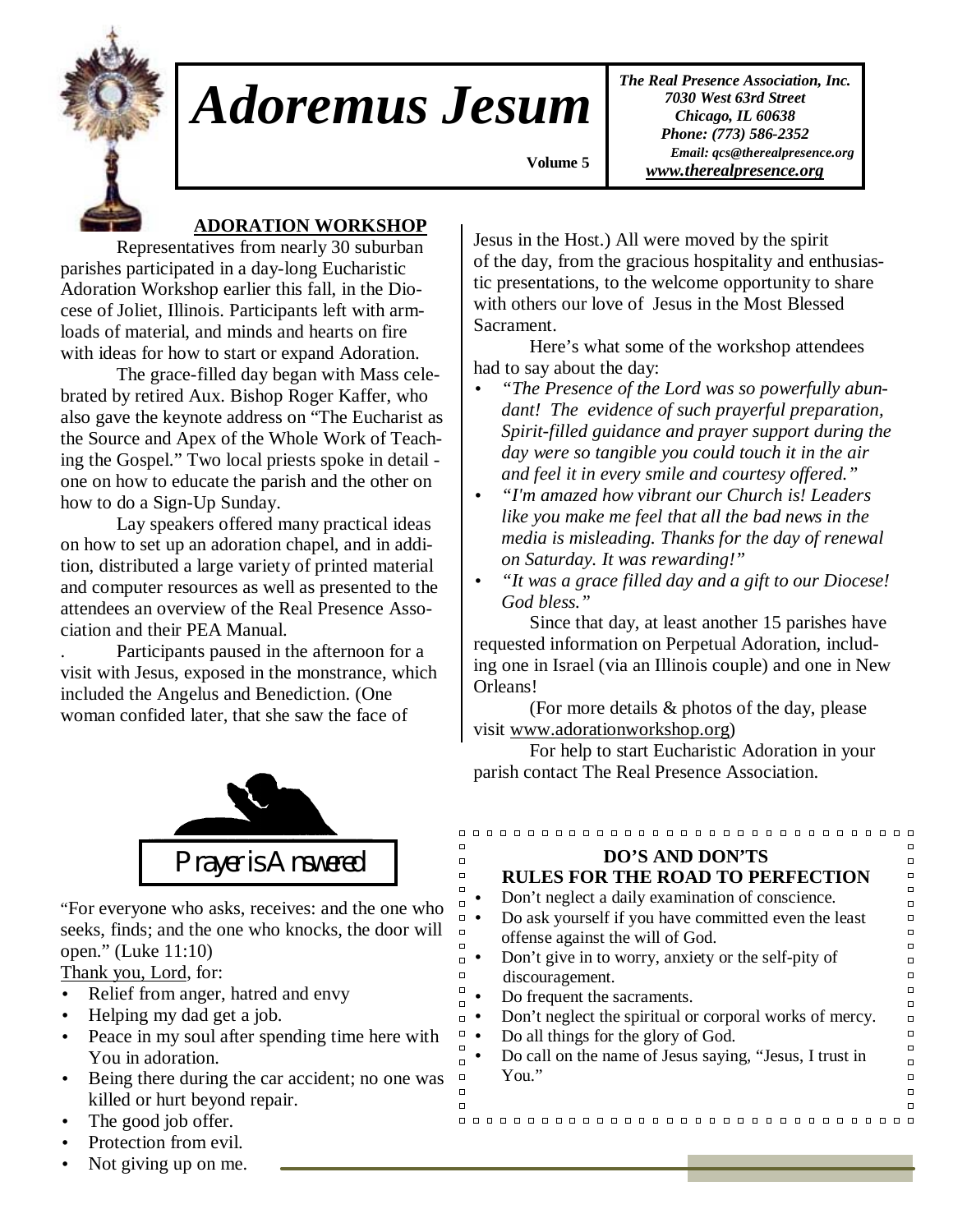# Adoremus Jesum

Volume 5

*The Real Presence Association, Inc.*
*7030 West 63rd Street*
*Chicago, IL 60638*
*Phone: (773) 586-2352*
*Email: qcs@therealpresence.org*
*www.therealpresence.org*

## ADORATION WORKSHOP

Representatives from nearly 30 suburban parishes participated in a day-long Eucharistic Adoration Workshop earlier this fall, in the Diocese of Joliet, Illinois. Participants left with armloads of material, and minds and hearts on fire with ideas for how to start or expand Adoration.

The grace-filled day began with Mass celebrated by retired Aux. Bishop Roger Kaffer, who also gave the keynote address on "The Eucharist as the Source and Apex of the Whole Work of Teaching the Gospel." Two local priests spoke in detail - one on how to educate the parish and the other on how to do a Sign-Up Sunday.

Lay speakers offered many practical ideas on how to set up an adoration chapel, and in addition, distributed a large variety of printed material and computer resources as well as presented to the attendees an overview of the Real Presence Association and their PEA Manual.

Participants paused in the afternoon for a visit with Jesus, exposed in the monstrance, which included the Angelus and Benediction. (One woman confided later, that she saw the face of Jesus in the Host.) All were moved by the spirit of the day, from the gracious hospitality and enthusiastic presentations, to the welcome opportunity to share with others our love of Jesus in the Most Blessed Sacrament.

Here's what some of the workshop attendees had to say about the day:

- *"The Presence of the Lord was so powerfully abundant! The evidence of such prayerful preparation, Spirit-filled guidance and prayer support during the day were so tangible you could touch it in the air and feel it in every smile and courtesy offered."*
- *"I'm amazed how vibrant our Church is! Leaders like you make me feel that all the bad news in the media is misleading. Thanks for the day of renewal on Saturday. It was rewarding!"*
- *"It was a grace filled day and a gift to our Diocese! God bless."*

Since that day, at least another 15 parishes have requested information on Perpetual Adoration, including one in Israel (via an Illinois couple) and one in New Orleans!

(For more details & photos of the day, please visit www.adorationworkshop.org)

For help to start Eucharistic Adoration in your parish contact The Real Presence Association.

## Prayer is Answered

"For everyone who asks, receives: and the one who seeks, finds; and the one who knocks, the door will open." (Luke 11:10)

Thank you, Lord, for:

- Relief from anger, hatred and envy
- Helping my dad get a job.
- Peace in my soul after spending time here with You in adoration.
- Being there during the car accident; no one was killed or hurt beyond repair.
- The good job offer.
- Protection from evil.
- Not giving up on me.

## DO'S AND DON'TS
## RULES FOR THE ROAD TO PERFECTION

- Don't neglect a daily examination of conscience.
- Do ask yourself if you have committed even the least offense against the will of God.
- Don't give in to worry, anxiety or the self-pity of discouragement.
- Do frequent the sacraments.
- Don't neglect the spiritual or corporal works of mercy.
- Do all things for the glory of God.
- Do call on the name of Jesus saying, "Jesus, I trust in You."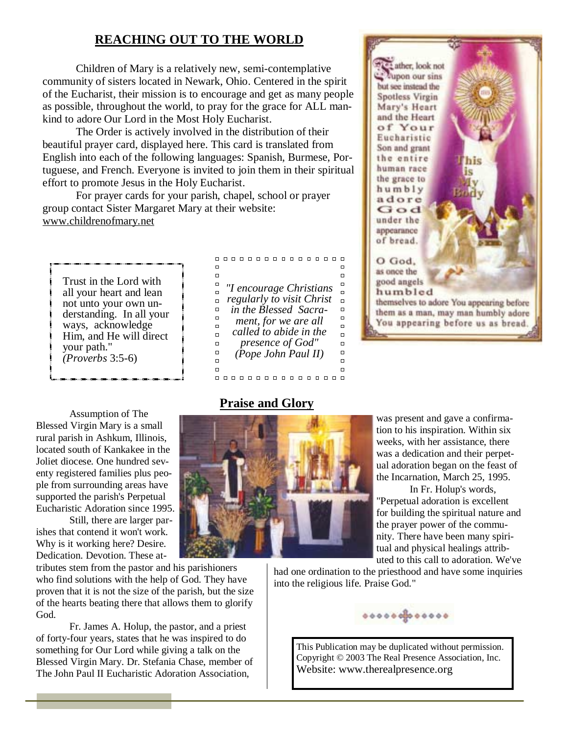## REACHING OUT TO THE WORLD

Children of Mary is a relatively new, semi-contemplative community of sisters located in Newark, Ohio. Centered in the spirit of the Eucharist, their mission is to encourage and get as many people as possible, throughout the world, to pray for the grace for ALL mankind to adore Our Lord in the Most Holy Eucharist.

The Order is actively involved in the distribution of their beautiful prayer card, displayed here. This card is translated from English into each of the following languages: Spanish, Burmese, Portuguese, and French. Everyone is invited to join them in their spiritual effort to promote Jesus in the Holy Eucharist.

For prayer cards for your parish, chapel, school or prayer group contact Sister Margaret Mary at their website: www.childrenofmary.net

Father, look not upon our sins but see instead the Spotless Virgin Mary's Heart and the Heart of Your Eucharistic Son and grant the entire human race the grace to humbly adore God under the appearance of bread.

O God, as once the good angels humbled themselves to adore You appearing before them as a man, may man humbly adore You appearing before us as bread.

This is My Body

Trust in the Lord with all your heart and lean not unto your own understanding. In all your ways, acknowledge Him, and He will direct your path." *(Proverbs* 3:5-6)

*"I encourage Christians regularly to visit Christ in the Blessed Sacrament, for we are all called to abide in the presence of God" (Pope John Paul II)*

## Praise and Glory

Assumption of The Blessed Virgin Mary is a small rural parish in Ashkum, Illinois, located south of Kankakee in the Joliet diocese. One hundred seventy registered families plus people from surrounding areas have supported the parish's Perpetual Eucharistic Adoration since 1995.

Still, there are larger parishes that contend it won't work. Why is it working here? Desire. Dedication. Devotion. These attributes stem from the pastor and his parishioners who find solutions with the help of God. They have proven that it is not the size of the parish, but the size of the hearts beating there that allows them to glorify God.

Fr. James A. Holup, the pastor, and a priest of forty-four years, states that he was inspired to do something for Our Lord while giving a talk on the Blessed Virgin Mary. Dr. Stefania Chase, member of The John Paul II Eucharistic Adoration Association, was present and gave a confirmation to his inspiration. Within six weeks, with her assistance, there was a dedication and their perpetual adoration began on the feast of the Incarnation, March 25, 1995.

In Fr. Holup's words, "Perpetual adoration is excellent for building the spiritual nature and the prayer power of the community. There have been many spiritual and physical healings attributed to this call to adoration. We've had one ordination to the priesthood and have some inquiries into the religious life. Praise God."

This Publication may be duplicated without permission.
Copyright © 2003 The Real Presence Association, Inc.
Website: www.therealpresence.org